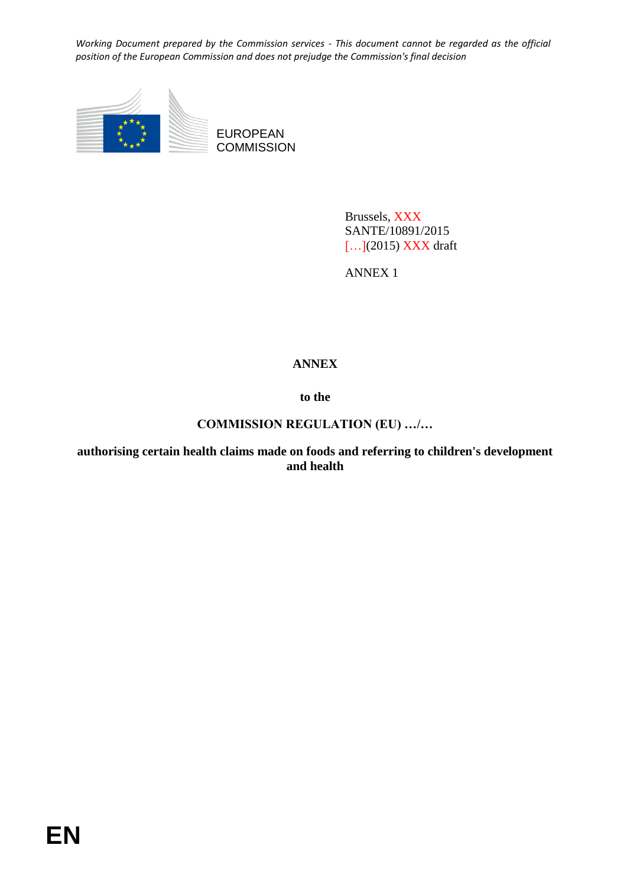*Working Document prepared by the Commission services - This document cannot be regarded as the official position of the European Commission and does not prejudge the Commission's final decision*

EUROPEAN COMMISSION

Brussels, XXX
SANTE/10891/2015
[…](2015) XXX draft

ANNEX 1

**ANNEX**

**to the**

**COMMISSION REGULATION (EU) …/…**

**authorising certain health claims made on foods and referring to children's development and health**

**EN**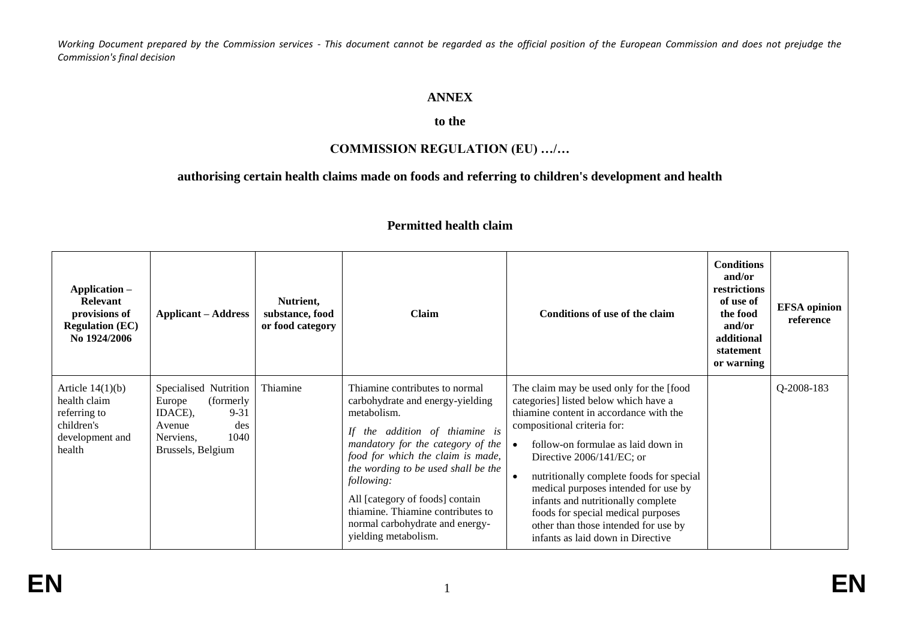*Working Document prepared by the Commission services - This document cannot be regarded as the official position of the European Commission and does not prejudge the Commission's final decision*

**ANNEX**

**to the**

**COMMISSION REGULATION (EU) …/…**

**authorising certain health claims made on foods and referring to children's development and health**

## Permitted health claim

| Application – Relevant provisions of Regulation (EC) No 1924/2006 | Applicant – Address | Nutrient, substance, food or food category | Claim | Conditions of use of the claim | Conditions and/or restrictions of use of the food and/or additional statement or warning | EFSA opinion reference |
|---|---|---|---|---|---|---|
| Article 14(1)(b) health claim referring to children's development and health | Specialised Nutrition Europe (formerly IDACE), 9-31 Avenue des Nerviens, 1040 Brussels, Belgium | Thiamine | Thiamine contributes to normal carbohydrate and energy-yielding metabolism.<br><br>*If the addition of thiamine is mandatory for the category of the food for which the claim is made, the wording to be used shall be the following:*<br><br>All [category of foods] contain thiamine. Thiamine contributes to normal carbohydrate and energy-yielding metabolism. | The claim may be used only for the [food categories] listed below which have a thiamine content in accordance with the compositional criteria for:<br><br>• follow-on formulae as laid down in Directive 2006/141/EC; or<br><br>• nutritionally complete foods for special medical purposes intended for use by infants and nutritionally complete foods for special medical purposes other than those intended for use by infants as laid down in Directive | | Q-2008-183 |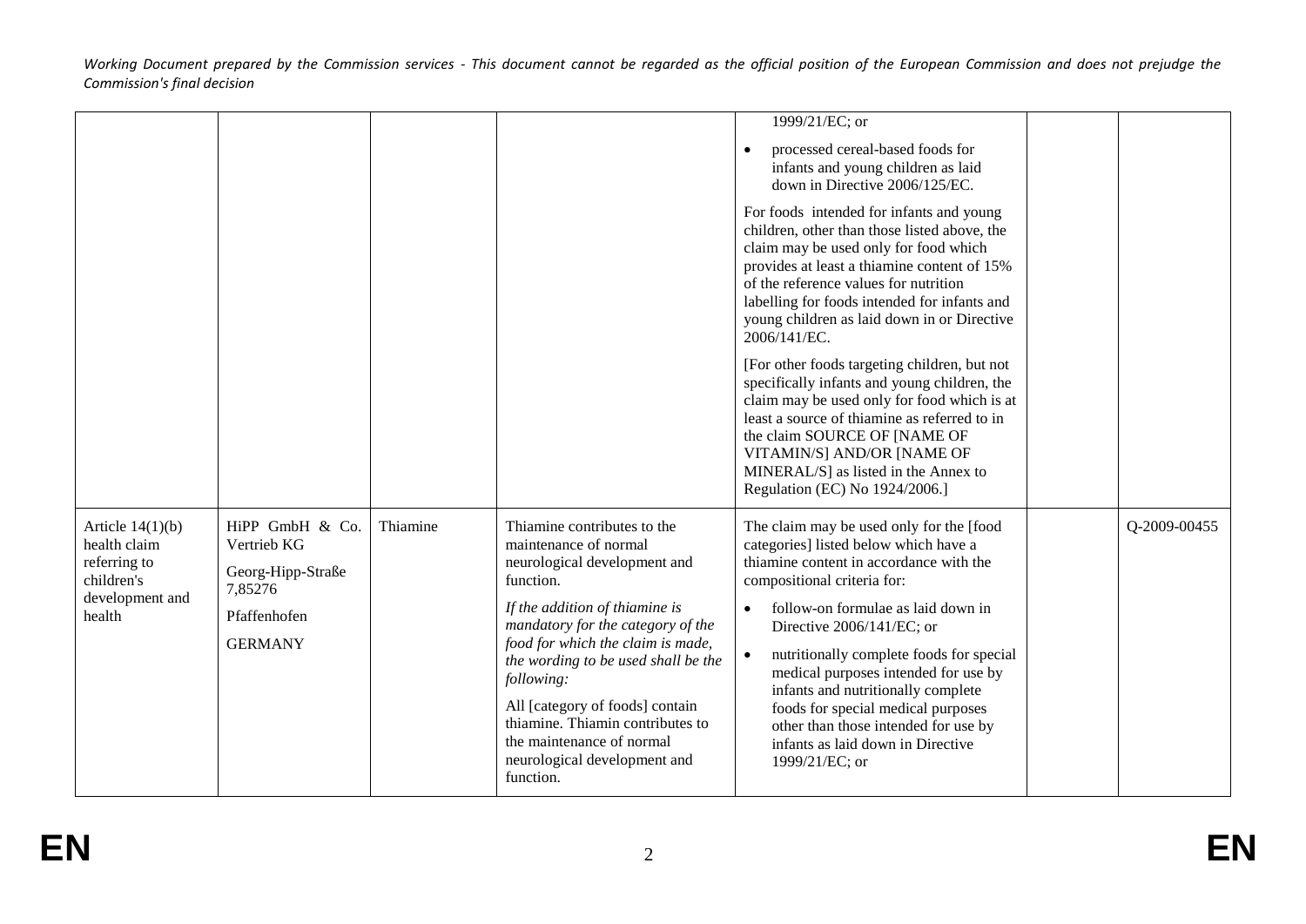| | | | | 1999/21/EC; or<br>• processed cereal-based foods for infants and young children as laid down in Directive 2006/125/EC.<br><br>For foods intended for infants and young children, other than those listed above, the claim may be used only for food which provides at least a thiamine content of 15% of the reference values for nutrition labelling for foods intended for infants and young children as laid down in or Directive 2006/141/EC.<br><br>[For other foods targeting children, but not specifically infants and young children, the claim may be used only for food which is at least a source of thiamine as referred to in the claim SOURCE OF [NAME OF VITAMIN/S] AND/OR [NAME OF MINERAL/S] as listed in the Annex to Regulation (EC) No 1924/2006.] | | |
|---|---|---|---|---|---|---|
| Article 14(1)(b) health claim referring to children's development and health | HiPP GmbH & Co. Vertrieb KG<br>Georg-Hipp-Straße 7,85276<br>Pfaffenhofen<br>GERMANY | Thiamine | Thiamine contributes to the maintenance of normal neurological development and function.<br><br>*If the addition of thiamine is mandatory for the category of the food for which the claim is made, the wording to be used shall be the following:*<br><br>All [category of foods] contain thiamine. Thiamin contributes to the maintenance of normal neurological development and function. | The claim may be used only for the [food categories] listed below which have a thiamine content in accordance with the compositional criteria for:<br>• follow-on formulae as laid down in Directive 2006/141/EC; or<br>• nutritionally complete foods for special medical purposes intended for use by infants and nutritionally complete foods for special medical purposes other than those intended for use by infants as laid down in Directive 1999/21/EC; or | | Q-2009-00455 |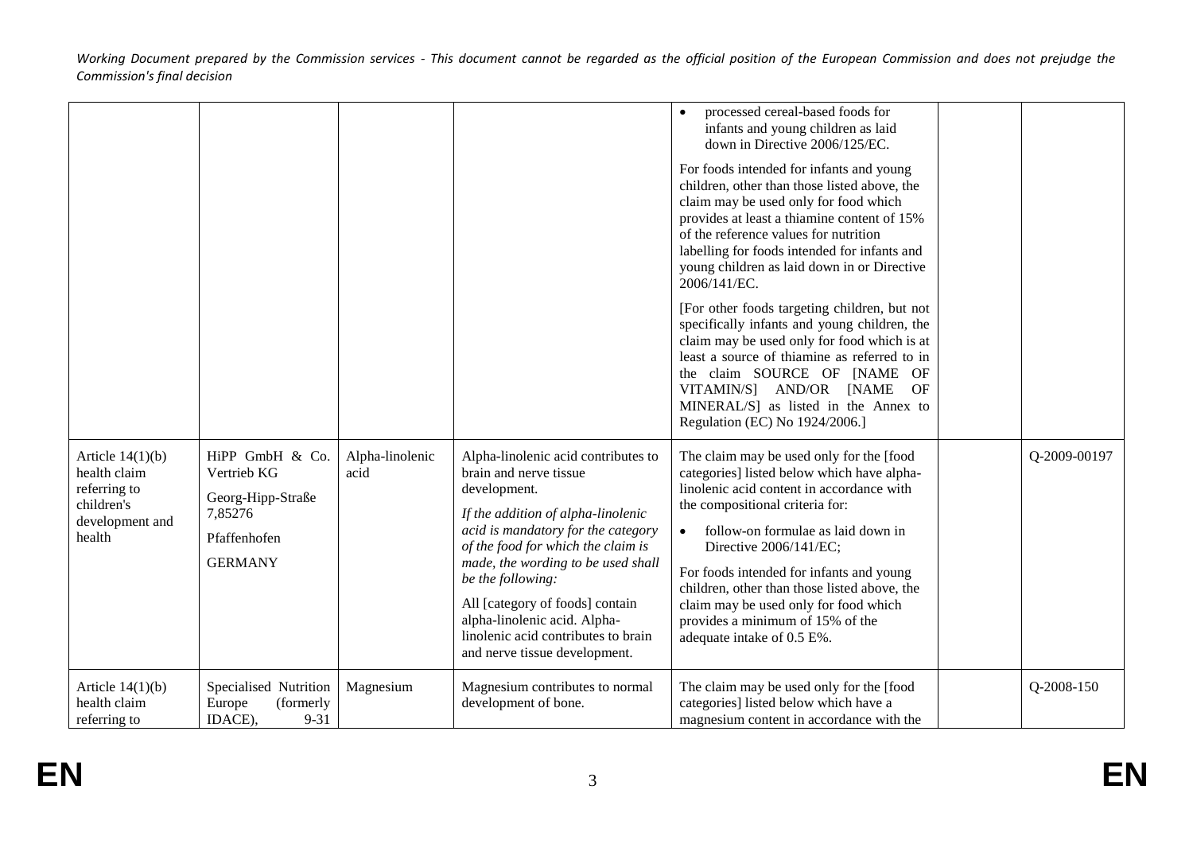| | | | | | | |
|---|---|---|---|---|---|---|
| | | | | • processed cereal-based foods for infants and young children as laid down in Directive 2006/125/EC.<br><br>For foods intended for infants and young children, other than those listed above, the claim may be used only for food which provides at least a thiamine content of 15% of the reference values for nutrition labelling for foods intended for infants and young children as laid down in or Directive 2006/141/EC.<br><br>[For other foods targeting children, but not specifically infants and young children, the claim may be used only for food which is at least a source of thiamine as referred to in the claim SOURCE OF [NAME OF VITAMIN/S] AND/OR [NAME OF MINERAL/S] as listed in the Annex to Regulation (EC) No 1924/2006.] | | |
| Article 14(1)(b) health claim referring to children's development and health | HiPP GmbH & Co. Vertrieb KG<br><br>Georg-Hipp-Straße 7,85276<br><br>Pfaffenhofen<br><br>GERMANY | Alpha-linolenic acid | Alpha-linolenic acid contributes to brain and nerve tissue development.<br><br>*If the addition of alpha-linolenic acid is mandatory for the category of the food for which the claim is made, the wording to be used shall be the following:*<br><br>All [category of foods] contain alpha-linolenic acid. Alpha-linolenic acid contributes to brain and nerve tissue development. | The claim may be used only for the [food categories] listed below which have alpha-linolenic acid content in accordance with the compositional criteria for:<br><br>• follow-on formulae as laid down in Directive 2006/141/EC;<br><br>For foods intended for infants and young children, other than those listed above, the claim may be used only for food which provides a minimum of 15% of the adequate intake of 0.5 E%. | | Q-2009-00197 |
| Article 14(1)(b) health claim referring to | Specialised Nutrition Europe (formerly IDACE), 9-31 | Magnesium | Magnesium contributes to normal development of bone. | The claim may be used only for the [food categories] listed below which have a magnesium content in accordance with the | | Q-2008-150 |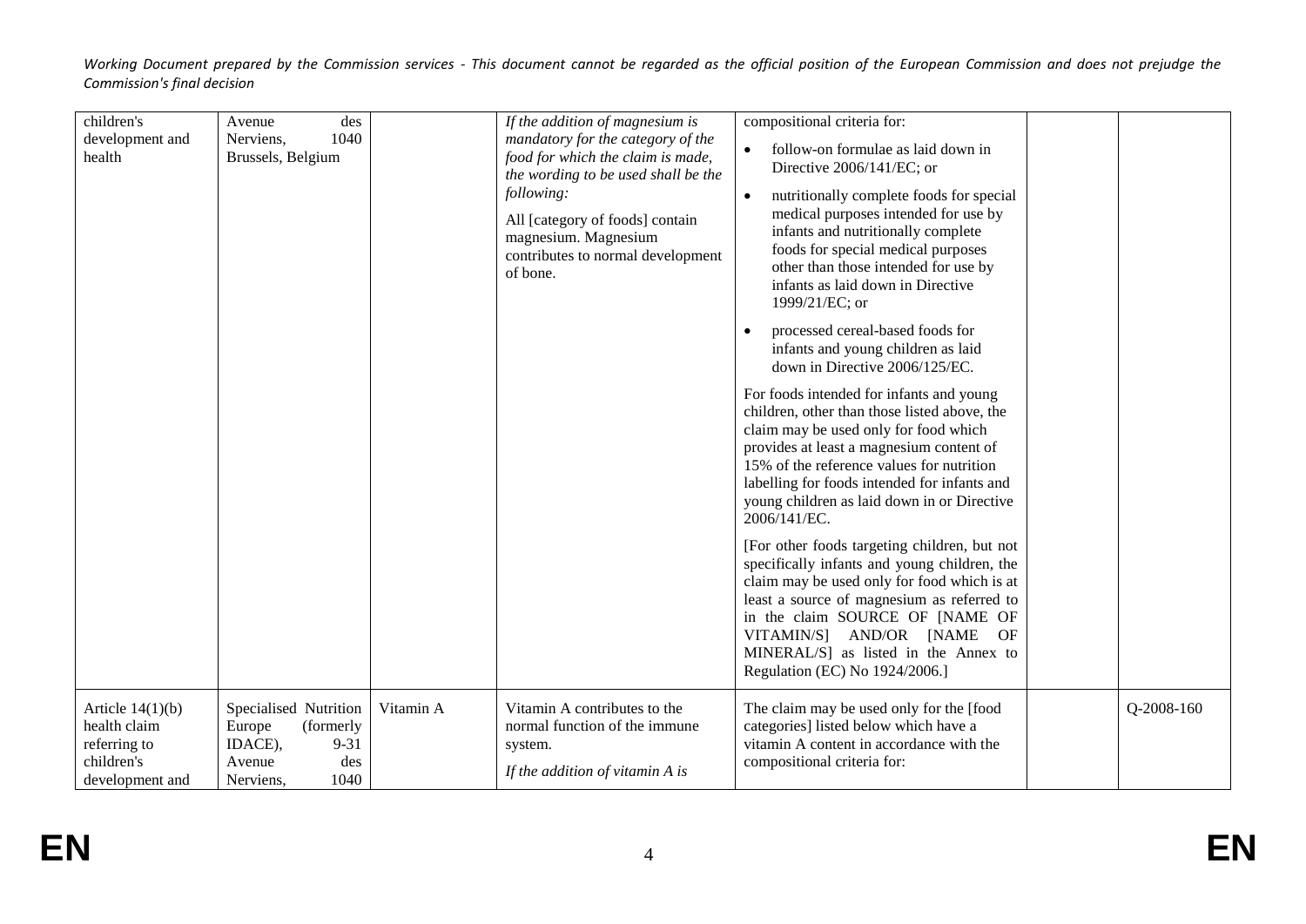*Working Document prepared by the Commission services - This document cannot be regarded as the official position of the European Commission and does not prejudge the Commission's final decision*

| | | | | | | |
|---|---|---|---|---|---|---|
| children's development and health | Avenue des Nerviens, 1040 Brussels, Belgium | | *If the addition of magnesium is mandatory for the category of the food for which the claim is made, the wording to be used shall be the following:*<br><br>All [category of foods] contain magnesium. Magnesium contributes to normal development of bone. | compositional criteria for:<br><br>• follow-on formulae as laid down in Directive 2006/141/EC; or<br>• nutritionally complete foods for special medical purposes intended for use by infants and nutritionally complete foods for special medical purposes other than those intended for use by infants as laid down in Directive 1999/21/EC; or<br>• processed cereal-based foods for infants and young children as laid down in Directive 2006/125/EC.<br><br>For foods intended for infants and young children, other than those listed above, the claim may be used only for food which provides at least a magnesium content of 15% of the reference values for nutrition labelling for foods intended for infants and young children as laid down in or Directive 2006/141/EC.<br><br>[For other foods targeting children, but not specifically infants and young children, the claim may be used only for food which is at least a source of magnesium as referred to in the claim SOURCE OF [NAME OF VITAMIN/S] AND/OR [NAME OF MINERAL/S] as listed in the Annex to Regulation (EC) No 1924/2006.] | | |
| Article 14(1)(b) health claim referring to children's development and | Specialised Nutrition Europe (formerly IDACE), 9-31 Avenue des Nerviens, 1040 | Vitamin A | Vitamin A contributes to the normal function of the immune system.<br><br>*If the addition of vitamin A is* | The claim may be used only for the [food categories] listed below which have a vitamin A content in accordance with the compositional criteria for: | | Q-2008-160 |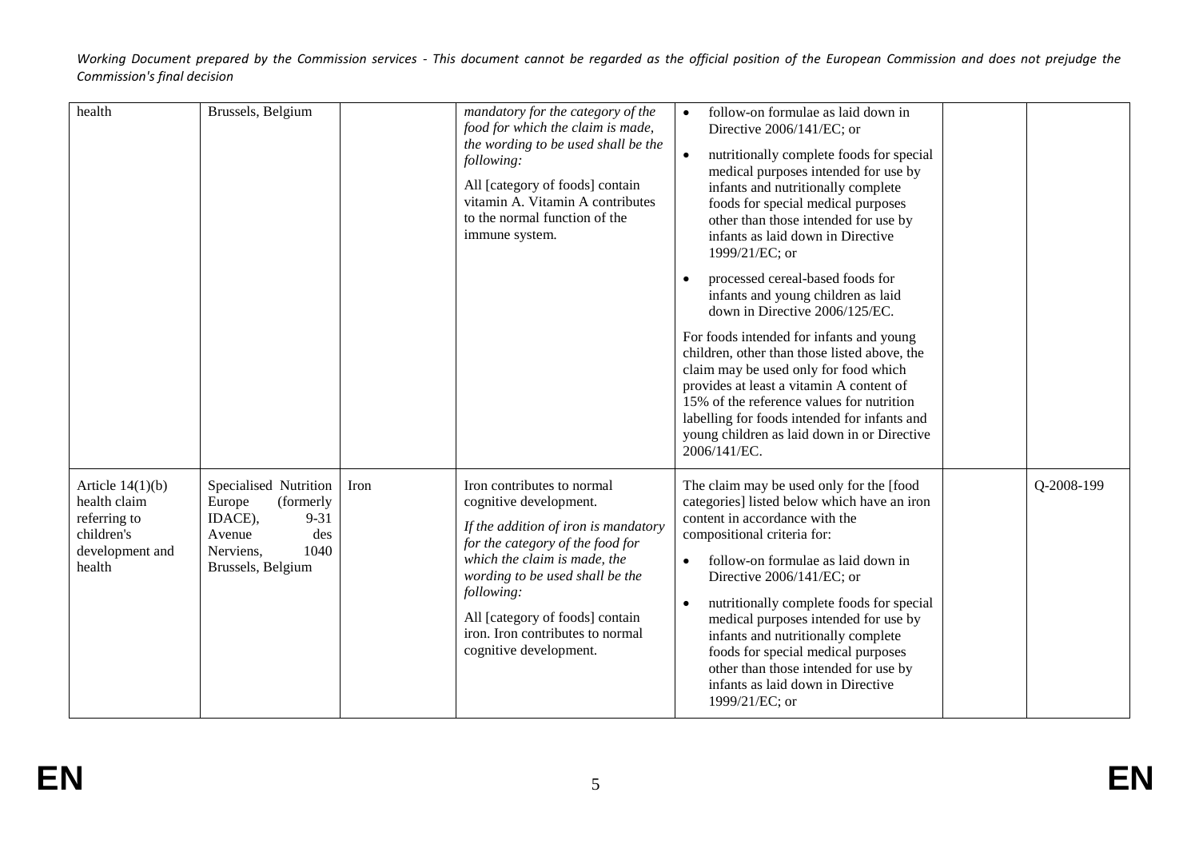| | | | | | | |
|---|---|---|---|---|---|---|
| health | Brussels, Belgium | | *mandatory for the category of the food for which the claim is made, the wording to be used shall be the following:*<br><br>All [category of foods] contain vitamin A. Vitamin A contributes to the normal function of the immune system. | • follow-on formulae as laid down in Directive 2006/141/EC; or<br><br>• nutritionally complete foods for special medical purposes intended for use by infants and nutritionally complete foods for special medical purposes other than those intended for use by infants as laid down in Directive 1999/21/EC; or<br><br>• processed cereal-based foods for infants and young children as laid down in Directive 2006/125/EC.<br><br>For foods intended for infants and young children, other than those listed above, the claim may be used only for food which provides at least a vitamin A content of 15% of the reference values for nutrition labelling for foods intended for infants and young children as laid down in or Directive 2006/141/EC. | | |
| Article 14(1)(b) health claim referring to children's development and health | Specialised Nutrition Europe (formerly IDACE), 9-31 Avenue des Nerviens, 1040 Brussels, Belgium | Iron | Iron contributes to normal cognitive development.<br><br>*If the addition of iron is mandatory for the category of the food for which the claim is made, the wording to be used shall be the following:*<br><br>All [category of foods] contain iron. Iron contributes to normal cognitive development. | The claim may be used only for the [food categories] listed below which have an iron content in accordance with the compositional criteria for:<br><br>• follow-on formulae as laid down in Directive 2006/141/EC; or<br><br>• nutritionally complete foods for special medical purposes intended for use by infants and nutritionally complete foods for special medical purposes other than those intended for use by infants as laid down in Directive 1999/21/EC; or | | Q-2008-199 |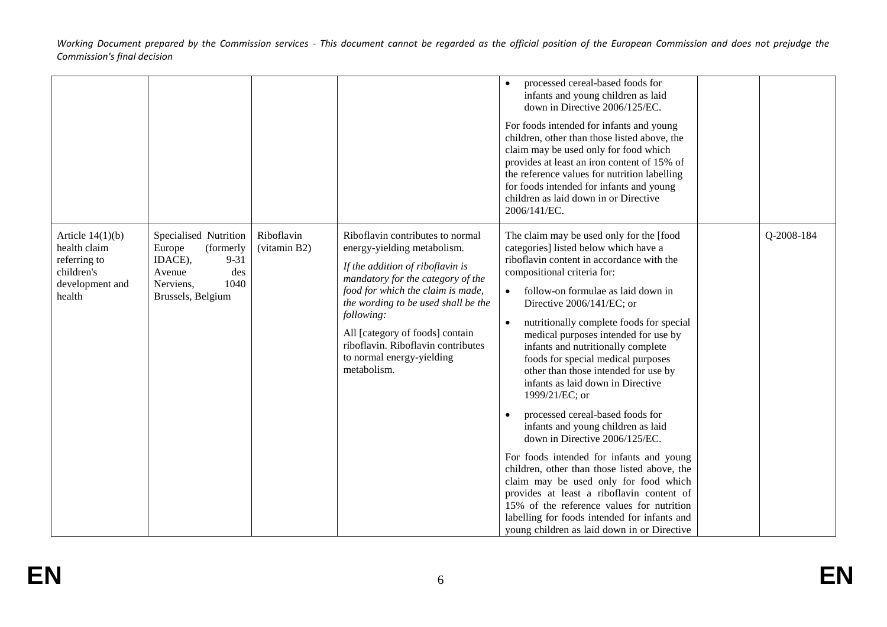| | | | | | | |
|---|---|---|---|---|---|---|
| | | | | • processed cereal-based foods for infants and young children as laid down in Directive 2006/125/EC.<br><br>For foods intended for infants and young children, other than those listed above, the claim may be used only for food which provides at least an iron content of 15% of the reference values for nutrition labelling for foods intended for infants and young children as laid down in or Directive 2006/141/EC. | | |
| Article 14(1)(b) health claim referring to children's development and health | Specialised Nutrition Europe (formerly IDACE), 9-31 Avenue des Nerviens, 1040 Brussels, Belgium | Riboflavin (vitamin B2) | Riboflavin contributes to normal energy-yielding metabolism.<br><br>*If the addition of riboflavin is mandatory for the category of the food for which the claim is made, the wording to be used shall be the following:*<br><br>All [category of foods] contain riboflavin. Riboflavin contributes to normal energy-yielding metabolism. | The claim may be used only for the [food categories] listed below which have a riboflavin content in accordance with the compositional criteria for:<br><br>• follow-on formulae as laid down in Directive 2006/141/EC; or<br><br>• nutritionally complete foods for special medical purposes intended for use by infants and nutritionally complete foods for special medical purposes other than those intended for use by infants as laid down in Directive 1999/21/EC; or<br><br>• processed cereal-based foods for infants and young children as laid down in Directive 2006/125/EC.<br><br>For foods intended for infants and young children, other than those listed above, the claim may be used only for food which provides at least a riboflavin content of 15% of the reference values for nutrition labelling for foods intended for infants and young children as laid down in or Directive | | Q-2008-184 |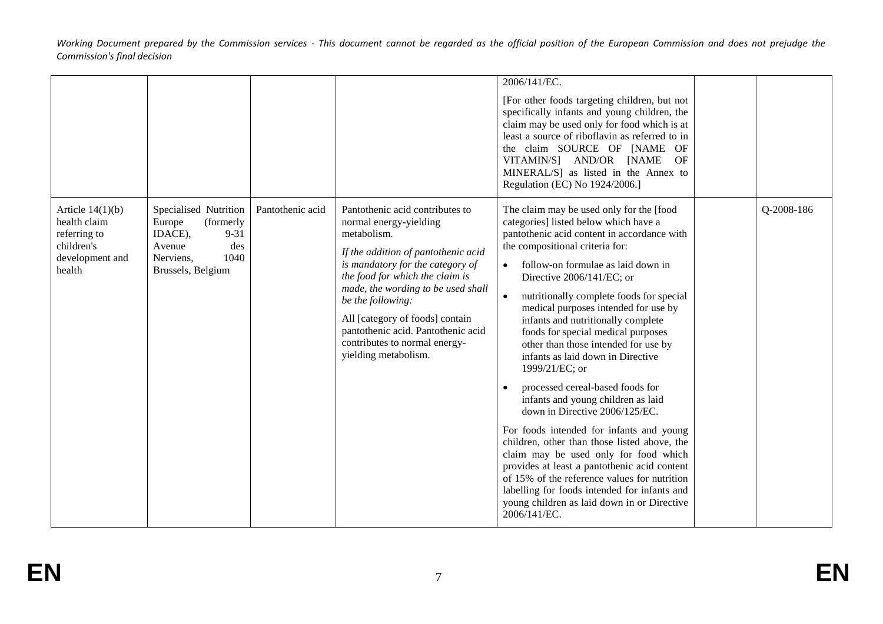| | | | | | | |
|---|---|---|---|---|---|---|
| | | | | 2006/141/EC.<br><br>[For other foods targeting children, but not specifically infants and young children, the claim may be used only for food which is at least a source of riboflavin as referred to in the claim SOURCE OF [NAME OF VITAMIN/S] AND/OR [NAME OF MINERAL/S] as listed in the Annex to Regulation (EC) No 1924/2006.] | | |
| Article 14(1)(b) health claim referring to children's development and health | Specialised Nutrition Europe (formerly IDACE), 9-31 Avenue des Nerviens, 1040 Brussels, Belgium | Pantothenic acid | Pantothenic acid contributes to normal energy-yielding metabolism.<br><br>*If the addition of pantothenic acid is mandatory for the category of the food for which the claim is made, the wording to be used shall be the following:*<br><br>All [category of foods] contain pantothenic acid. Pantothenic acid contributes to normal energy-yielding metabolism. | The claim may be used only for the [food categories] listed below which have a pantothenic acid content in accordance with the compositional criteria for:<br><br>• follow-on formulae as laid down in Directive 2006/141/EC; or<br><br>• nutritionally complete foods for special medical purposes intended for use by infants and nutritionally complete foods for special medical purposes other than those intended for use by infants as laid down in Directive 1999/21/EC; or<br><br>• processed cereal-based foods for infants and young children as laid down in Directive 2006/125/EC.<br><br>For foods intended for infants and young children, other than those listed above, the claim may be used only for food which provides at least a pantothenic acid content of 15% of the reference values for nutrition labelling for foods intended for infants and young children as laid down in or Directive 2006/141/EC. | | Q-2008-186 |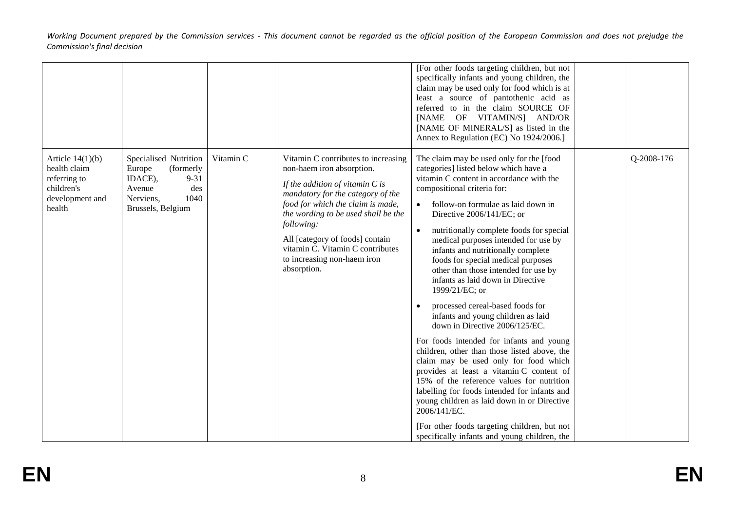| | | | | | | |
|---|---|---|---|---|---|---|
| | | | | [For other foods targeting children, but not specifically infants and young children, the claim may be used only for food which is at least a source of pantothenic acid as referred to in the claim SOURCE OF [NAME OF VITAMIN/S] AND/OR [NAME OF MINERAL/S] as listed in the Annex to Regulation (EC) No 1924/2006.] | | |
| Article 14(1)(b) health claim referring to children's development and health | Specialised Nutrition Europe (formerly IDACE), 9-31 Avenue des Nerviens, 1040 Brussels, Belgium | Vitamin C | Vitamin C contributes to increasing non-haem iron absorption.<br><br>*If the addition of vitamin C is mandatory for the category of the food for which the claim is made, the wording to be used shall be the following:*<br><br>All [category of foods] contain vitamin C. Vitamin C contributes to increasing non-haem iron absorption. | The claim may be used only for the [food categories] listed below which have a vitamin C content in accordance with the compositional criteria for:<br><br>• follow-on formulae as laid down in Directive 2006/141/EC; or<br><br>• nutritionally complete foods for special medical purposes intended for use by infants and nutritionally complete foods for special medical purposes other than those intended for use by infants as laid down in Directive 1999/21/EC; or<br><br>• processed cereal-based foods for infants and young children as laid down in Directive 2006/125/EC.<br><br>For foods intended for infants and young children, other than those listed above, the claim may be used only for food which provides at least a vitamin C content of 15% of the reference values for nutrition labelling for foods intended for infants and young children as laid down in or Directive 2006/141/EC.<br><br>[For other foods targeting children, but not specifically infants and young children, the | | Q-2008-176 |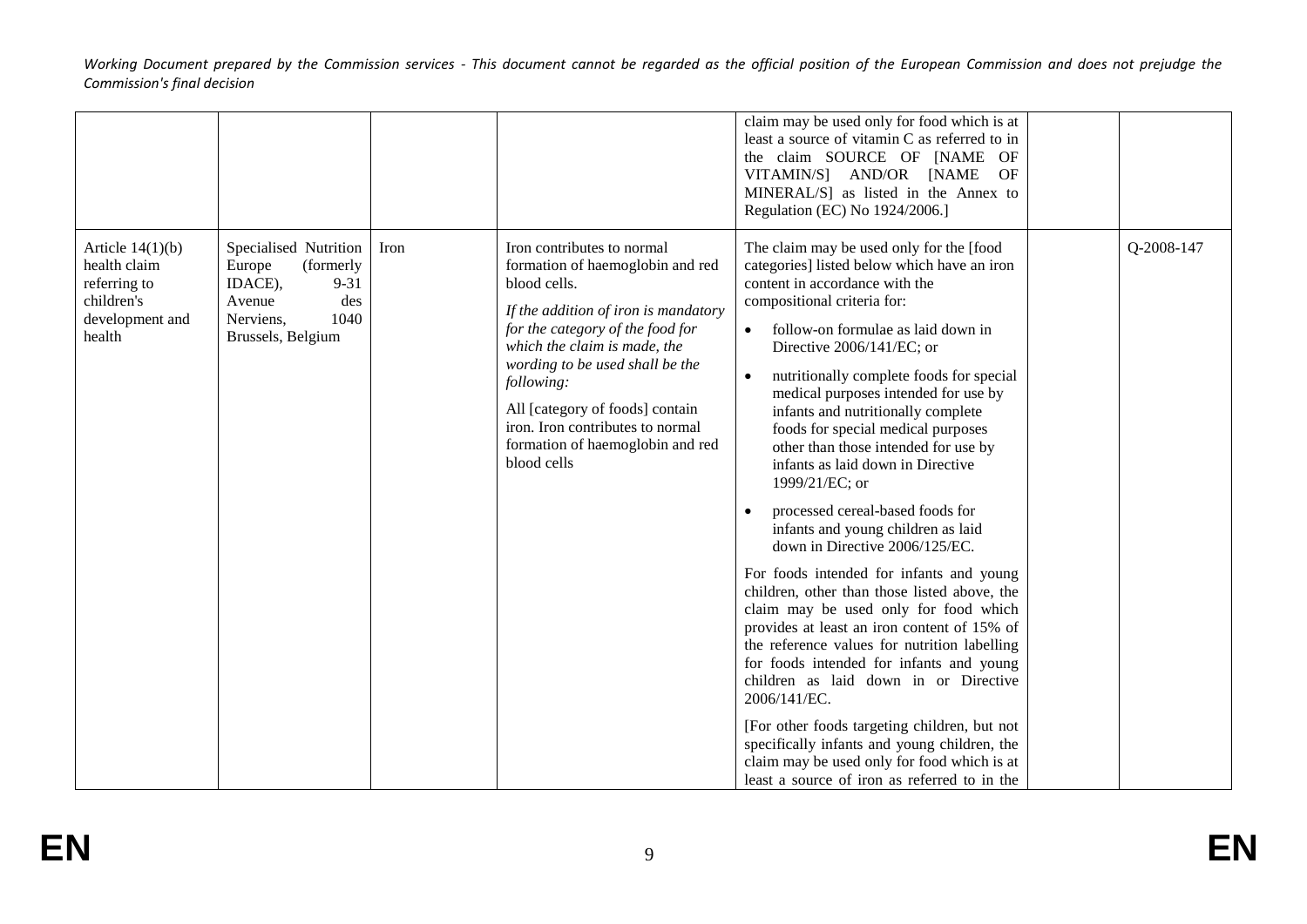| | | | | | | |
|---|---|---|---|---|---|---|
| | | | | claim may be used only for food which is at least a source of vitamin C as referred to in the claim SOURCE OF [NAME OF VITAMIN/S] AND/OR [NAME OF MINERAL/S] as listed in the Annex to Regulation (EC) No 1924/2006.] | | |
| Article 14(1)(b) health claim referring to children's development and health | Specialised Nutrition Europe (formerly IDACE), 9-31 Avenue des Nerviens, 1040 Brussels, Belgium | Iron | Iron contributes to normal formation of haemoglobin and red blood cells.<br><br>*If the addition of iron is mandatory for the category of the food for which the claim is made, the wording to be used shall be the following:*<br><br>All [category of foods] contain iron. Iron contributes to normal formation of haemoglobin and red blood cells | The claim may be used only for the [food categories] listed below which have an iron content in accordance with the compositional criteria for:<br><br>• follow-on formulae as laid down in Directive 2006/141/EC; or<br><br>• nutritionally complete foods for special medical purposes intended for use by infants and nutritionally complete foods for special medical purposes other than those intended for use by infants as laid down in Directive 1999/21/EC; or<br><br>• processed cereal-based foods for infants and young children as laid down in Directive 2006/125/EC.<br><br>For foods intended for infants and young children, other than those listed above, the claim may be used only for food which provides at least an iron content of 15% of the reference values for nutrition labelling for foods intended for infants and young children as laid down in or Directive 2006/141/EC.<br><br>[For other foods targeting children, but not specifically infants and young children, the claim may be used only for food which is at least a source of iron as referred to in the | | Q-2008-147 |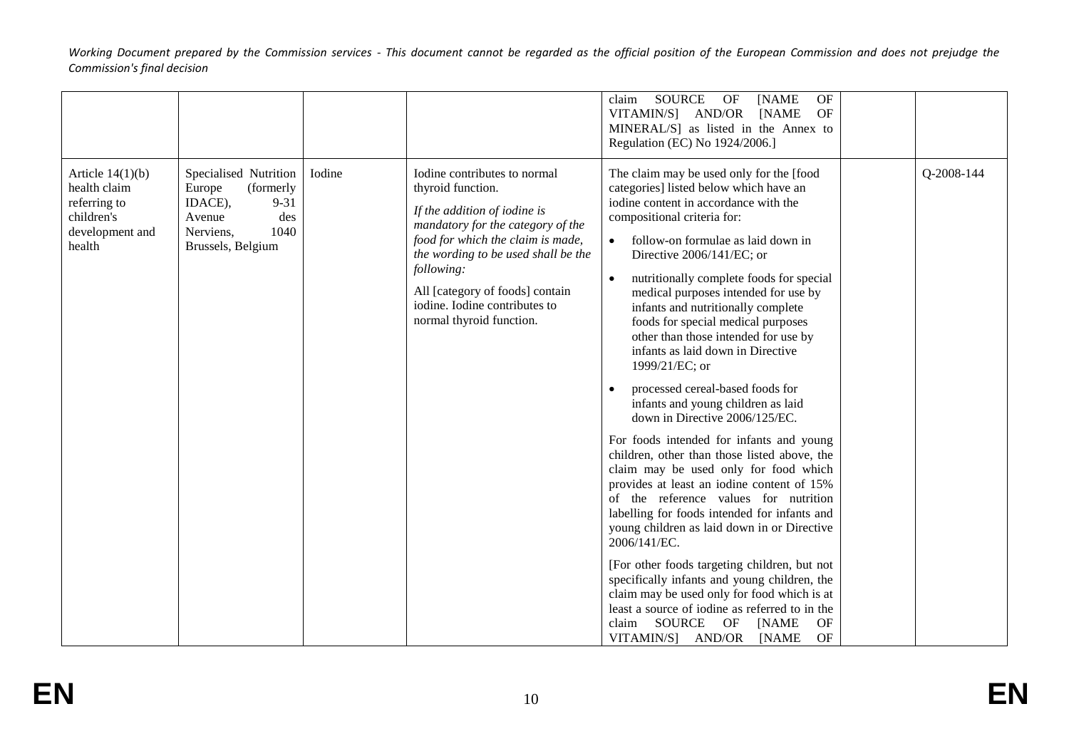*Working Document prepared by the Commission services - This document cannot be regarded as the official position of the European Commission and does not prejudge the Commission's final decision*

| | | | | | | |
|---|---|---|---|---|---|---|
| | | | | claim SOURCE OF [NAME OF VITAMIN/S] AND/OR [NAME OF MINERAL/S] as listed in the Annex to Regulation (EC) No 1924/2006.] | | |
| Article 14(1)(b) health claim referring to children's development and health | Specialised Nutrition Europe (formerly IDACE), 9-31 Avenue des Nerviens, 1040 Brussels, Belgium | Iodine | Iodine contributes to normal thyroid function.<br><br>*If the addition of iodine is mandatory for the category of the food for which the claim is made, the wording to be used shall be the following:*<br><br>All [category of foods] contain iodine. Iodine contributes to normal thyroid function. | The claim may be used only for the [food categories] listed below which have an iodine content in accordance with the compositional criteria for:<br><br>• follow-on formulae as laid down in Directive 2006/141/EC; or<br><br>• nutritionally complete foods for special medical purposes intended for use by infants and nutritionally complete foods for special medical purposes other than those intended for use by infants as laid down in Directive 1999/21/EC; or<br><br>• processed cereal-based foods for infants and young children as laid down in Directive 2006/125/EC.<br><br>For foods intended for infants and young children, other than those listed above, the claim may be used only for food which provides at least an iodine content of 15% of the reference values for nutrition labelling for foods intended for infants and young children as laid down in or Directive 2006/141/EC.<br><br>[For other foods targeting children, but not specifically infants and young children, the claim may be used only for food which is at least a source of iodine as referred to in the claim SOURCE OF [NAME OF VITAMIN/S] AND/OR [NAME OF | | Q-2008-144 |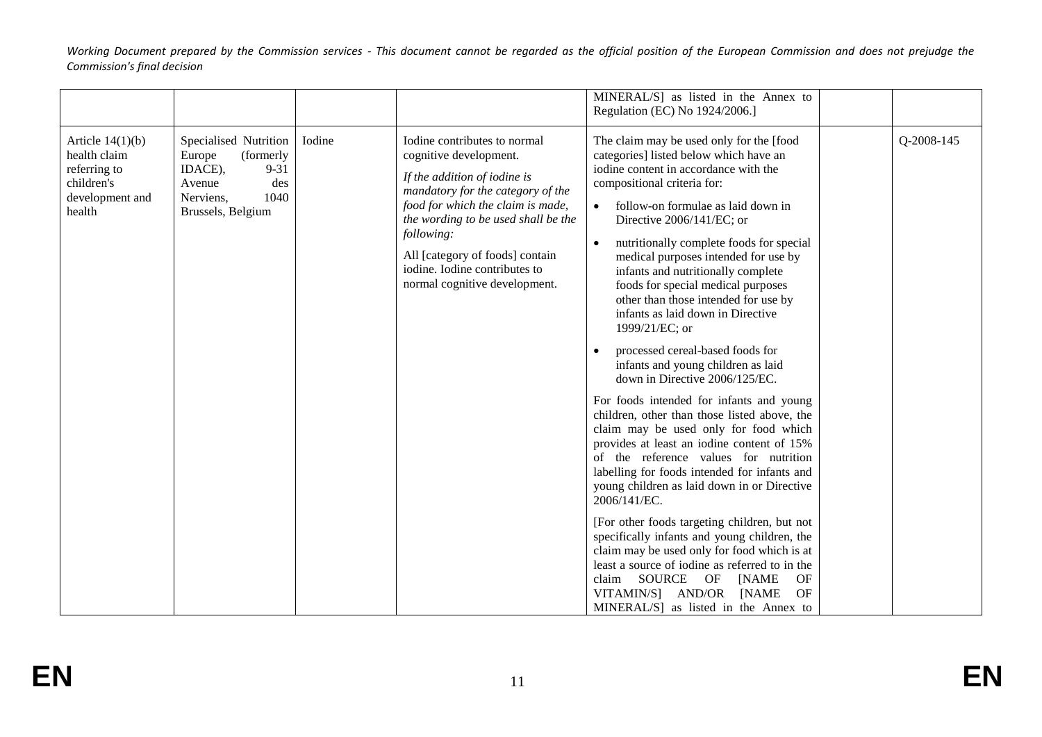*Working Document prepared by the Commission services - This document cannot be regarded as the official position of the European Commission and does not prejudge the Commission's final decision*

| | | | | | | |
|---|---|---|---|---|---|---|
| | | | | MINERAL/S] as listed in the Annex to Regulation (EC) No 1924/2006.] | | |
| Article 14(1)(b) health claim referring to children's development and health | Specialised Nutrition Europe (formerly IDACE), 9-31 Avenue des Nerviens, 1040 Brussels, Belgium | Iodine | Iodine contributes to normal cognitive development.<br><br>*If the addition of iodine is mandatory for the category of the food for which the claim is made, the wording to be used shall be the following:*<br><br>All [category of foods] contain iodine. Iodine contributes to normal cognitive development. | The claim may be used only for the [food categories] listed below which have an iodine content in accordance with the compositional criteria for:<br><br>• follow-on formulae as laid down in Directive 2006/141/EC; or<br><br>• nutritionally complete foods for special medical purposes intended for use by infants and nutritionally complete foods for special medical purposes other than those intended for use by infants as laid down in Directive 1999/21/EC; or<br><br>• processed cereal-based foods for infants and young children as laid down in Directive 2006/125/EC.<br><br>For foods intended for infants and young children, other than those listed above, the claim may be used only for food which provides at least an iodine content of 15% of the reference values for nutrition labelling for foods intended for infants and young children as laid down in or Directive 2006/141/EC.<br><br>[For other foods targeting children, but not specifically infants and young children, the claim may be used only for food which is at least a source of iodine as referred to in the claim SOURCE OF [NAME OF VITAMIN/S] AND/OR [NAME OF MINERAL/S] as listed in the Annex to | | Q-2008-145 |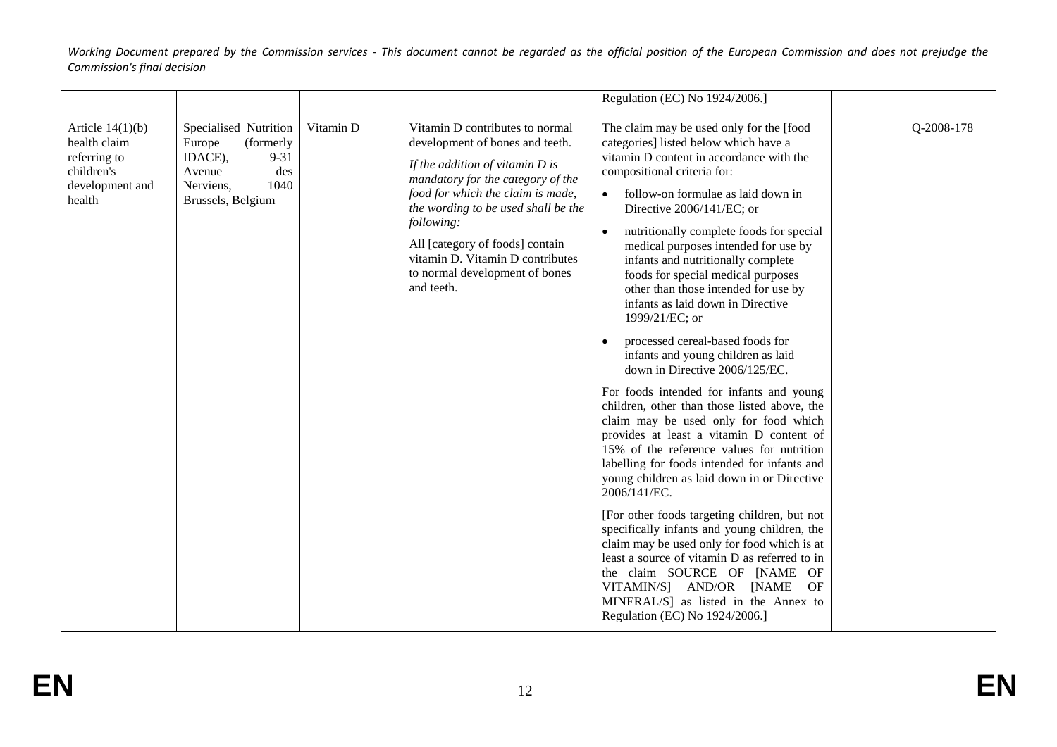| | | | | Regulation (EC) No 1924/2006.] | | |
|---|---|---|---|---|---|---|
| Article 14(1)(b) health claim referring to children's development and health | Specialised Nutrition Europe (formerly IDACE), 9-31 Avenue des Nerviens, 1040 Brussels, Belgium | Vitamin D | Vitamin D contributes to normal development of bones and teeth.<br><br>*If the addition of vitamin D is mandatory for the category of the food for which the claim is made, the wording to be used shall be the following:*<br><br>All [category of foods] contain vitamin D. Vitamin D contributes to normal development of bones and teeth. | The claim may be used only for the [food categories] listed below which have a vitamin D content in accordance with the compositional criteria for:<br><br>• follow-on formulae as laid down in Directive 2006/141/EC; or<br><br>• nutritionally complete foods for special medical purposes intended for use by infants and nutritionally complete foods for special medical purposes other than those intended for use by infants as laid down in Directive 1999/21/EC; or<br><br>• processed cereal-based foods for infants and young children as laid down in Directive 2006/125/EC.<br><br>For foods intended for infants and young children, other than those listed above, the claim may be used only for food which provides at least a vitamin D content of 15% of the reference values for nutrition labelling for foods intended for infants and young children as laid down in or Directive 2006/141/EC.<br><br>[For other foods targeting children, but not specifically infants and young children, the claim may be used only for food which is at least a source of vitamin D as referred to in the claim SOURCE OF [NAME OF VITAMIN/S] AND/OR [NAME OF MINERAL/S] as listed in the Annex to Regulation (EC) No 1924/2006.] | | Q-2008-178 |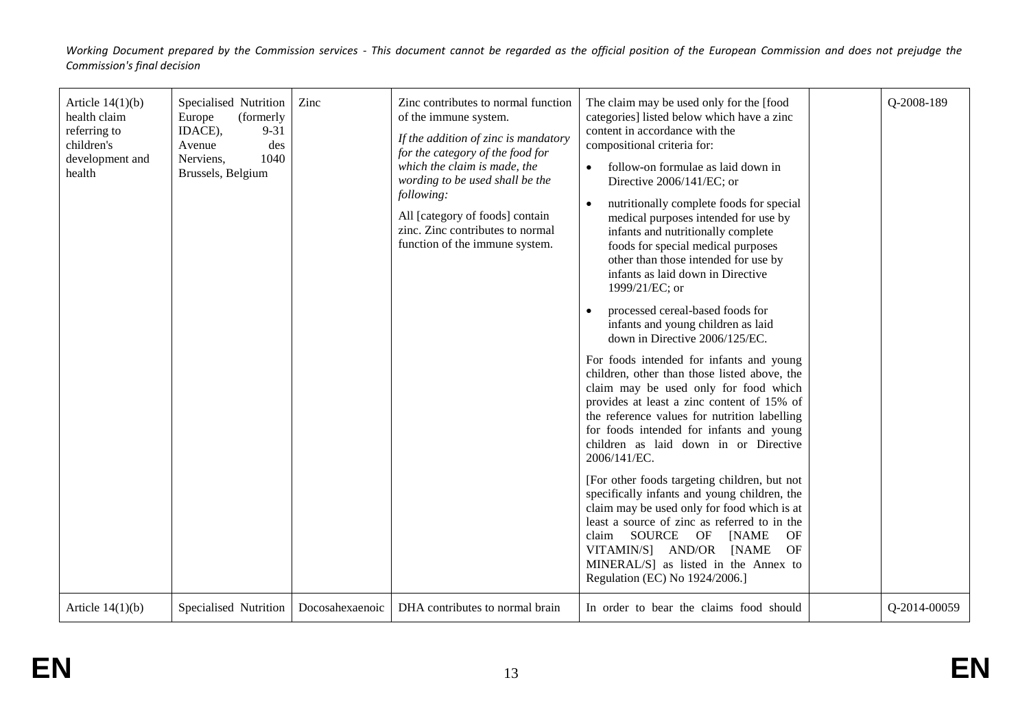| Article 14(1)(b) health claim referring to children's development and health | Specialised Nutrition Europe (formerly IDACE), 9-31 Avenue des Nerviens, 1040 Brussels, Belgium | Zinc | Zinc contributes to normal function of the immune system.<br><br>*If the addition of zinc is mandatory for the category of the food for which the claim is made, the wording to be used shall be the following:*<br><br>All [category of foods] contain zinc. Zinc contributes to normal function of the immune system. | The claim may be used only for the [food categories] listed below which have a zinc content in accordance with the compositional criteria for:<br><br>• follow-on formulae as laid down in Directive 2006/141/EC; or<br><br>• nutritionally complete foods for special medical purposes intended for use by infants and nutritionally complete foods for special medical purposes other than those intended for use by infants as laid down in Directive 1999/21/EC; or<br><br>• processed cereal-based foods for infants and young children as laid down in Directive 2006/125/EC.<br><br>For foods intended for infants and young children, other than those listed above, the claim may be used only for food which provides at least a zinc content of 15% of the reference values for nutrition labelling for foods intended for infants and young children as laid down in or Directive 2006/141/EC.<br><br>[For other foods targeting children, but not specifically infants and young children, the claim may be used only for food which is at least a source of zinc as referred to in the claim SOURCE OF [NAME OF VITAMIN/S] AND/OR [NAME OF MINERAL/S] as listed in the Annex to Regulation (EC) No 1924/2006.] | | Q-2008-189 |
|---|---|---|---|---|---|---|
| Article 14(1)(b) | Specialised Nutrition | Docosahexaenoic | DHA contributes to normal brain | In order to bear the claims food should | | Q-2014-00059 |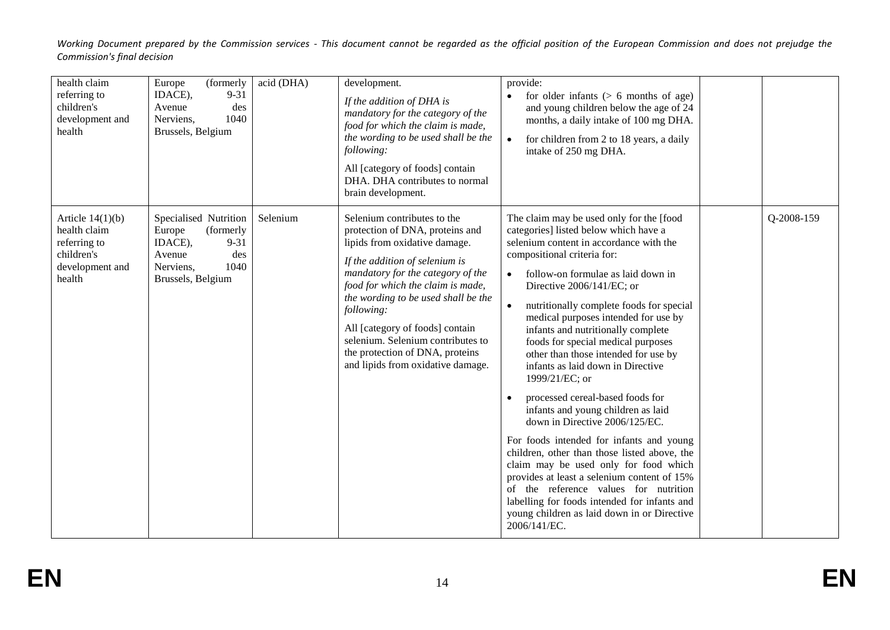*Working Document prepared by the Commission services - This document cannot be regarded as the official position of the European Commission and does not prejudge the Commission's final decision*

| | | | | | | |
|---|---|---|---|---|---|---|
| health claim referring to children's development and health | Europe (formerly IDACE), 9-31 Avenue des Nerviens, 1040 Brussels, Belgium | acid (DHA) | development.<br><br>*If the addition of DHA is mandatory for the category of the food for which the claim is made, the wording to be used shall be the following:*<br><br>All [category of foods] contain DHA. DHA contributes to normal brain development. | provide:<br>• for older infants (> 6 months of age) and young children below the age of 24 months, a daily intake of 100 mg DHA.<br>• for children from 2 to 18 years, a daily intake of 250 mg DHA. | | |
| Article 14(1)(b) health claim referring to children's development and health | Specialised Nutrition Europe (formerly IDACE), 9-31 Avenue des Nerviens, 1040 Brussels, Belgium | Selenium | Selenium contributes to the protection of DNA, proteins and lipids from oxidative damage.<br><br>*If the addition of selenium is mandatory for the category of the food for which the claim is made, the wording to be used shall be the following:*<br><br>All [category of foods] contain selenium. Selenium contributes to the protection of DNA, proteins and lipids from oxidative damage. | The claim may be used only for the [food categories] listed below which have a selenium content in accordance with the compositional criteria for:<br>• follow-on formulae as laid down in Directive 2006/141/EC; or<br>• nutritionally complete foods for special medical purposes intended for use by infants and nutritionally complete foods for special medical purposes other than those intended for use by infants as laid down in Directive 1999/21/EC; or<br>• processed cereal-based foods for infants and young children as laid down in Directive 2006/125/EC.<br><br>For foods intended for infants and young children, other than those listed above, the claim may be used only for food which provides at least a selenium content of 15% of the reference values for nutrition labelling for foods intended for infants and young children as laid down in or Directive 2006/141/EC. | | Q-2008-159 |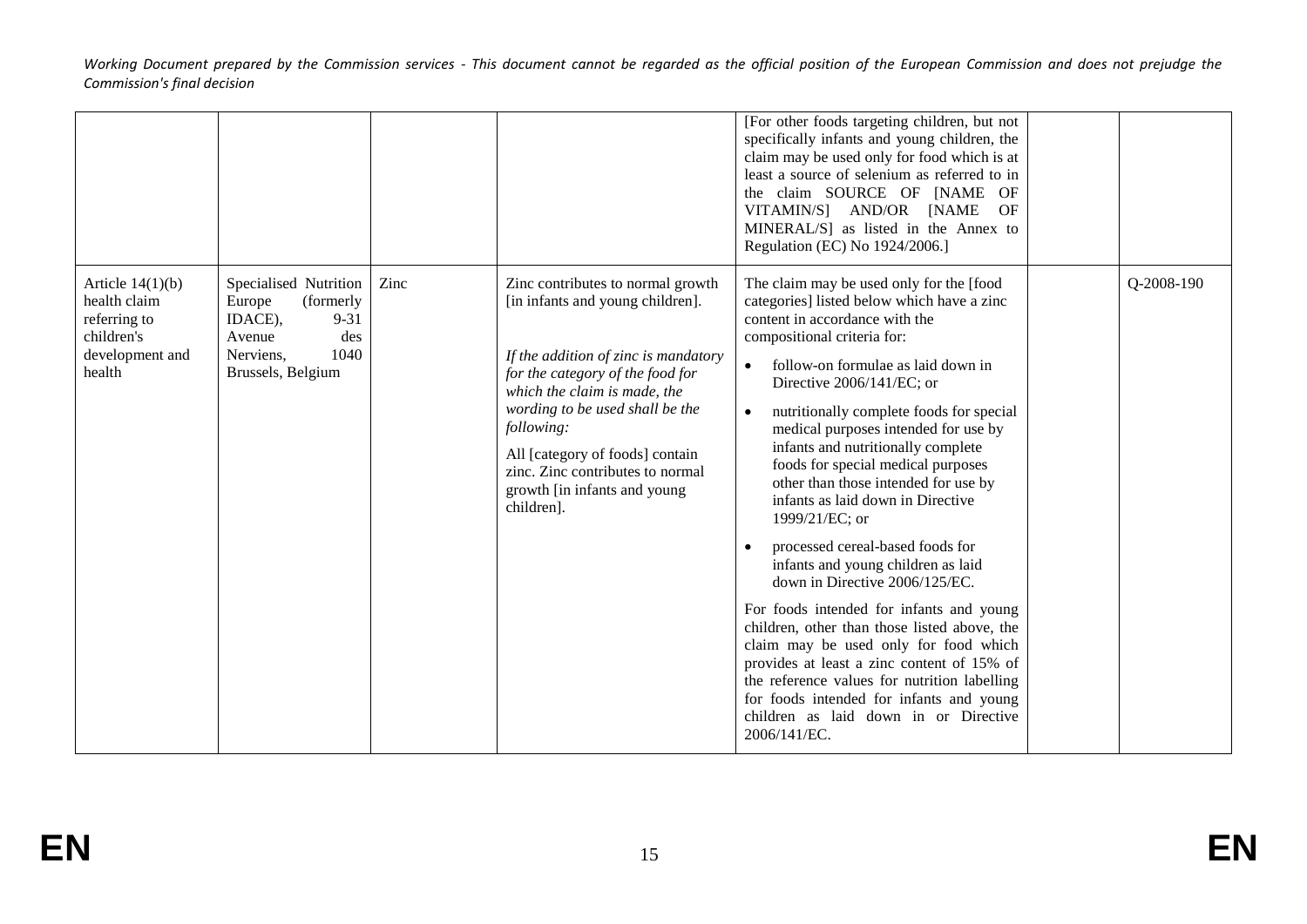*Working Document prepared by the Commission services - This document cannot be regarded as the official position of the European Commission and does not prejudge the Commission's final decision*

| | | | | | | |
|---|---|---|---|---|---|---|
| | | | | [For other foods targeting children, but not specifically infants and young children, the claim may be used only for food which is at least a source of selenium as referred to in the claim SOURCE OF [NAME OF VITAMIN/S] AND/OR [NAME OF MINERAL/S] as listed in the Annex to Regulation (EC) No 1924/2006.] | | |
| Article 14(1)(b) health claim referring to children's development and health | Specialised Nutrition Europe (formerly IDACE), 9-31 Avenue des Nerviens, 1040 Brussels, Belgium | Zinc | Zinc contributes to normal growth [in infants and young children].<br><br>*If the addition of zinc is mandatory for the category of the food for which the claim is made, the wording to be used shall be the following:*<br><br>All [category of foods] contain zinc. Zinc contributes to normal growth [in infants and young children]. | The claim may be used only for the [food categories] listed below which have a zinc content in accordance with the compositional criteria for:<br><br>• follow-on formulae as laid down in Directive 2006/141/EC; or<br>• nutritionally complete foods for special medical purposes intended for use by infants and nutritionally complete foods for special medical purposes other than those intended for use by infants as laid down in Directive 1999/21/EC; or<br>• processed cereal-based foods for infants and young children as laid down in Directive 2006/125/EC.<br><br>For foods intended for infants and young children, other than those listed above, the claim may be used only for food which provides at least a zinc content of 15% of the reference values for nutrition labelling for foods intended for infants and young children as laid down in or Directive 2006/141/EC. | | Q-2008-190 |